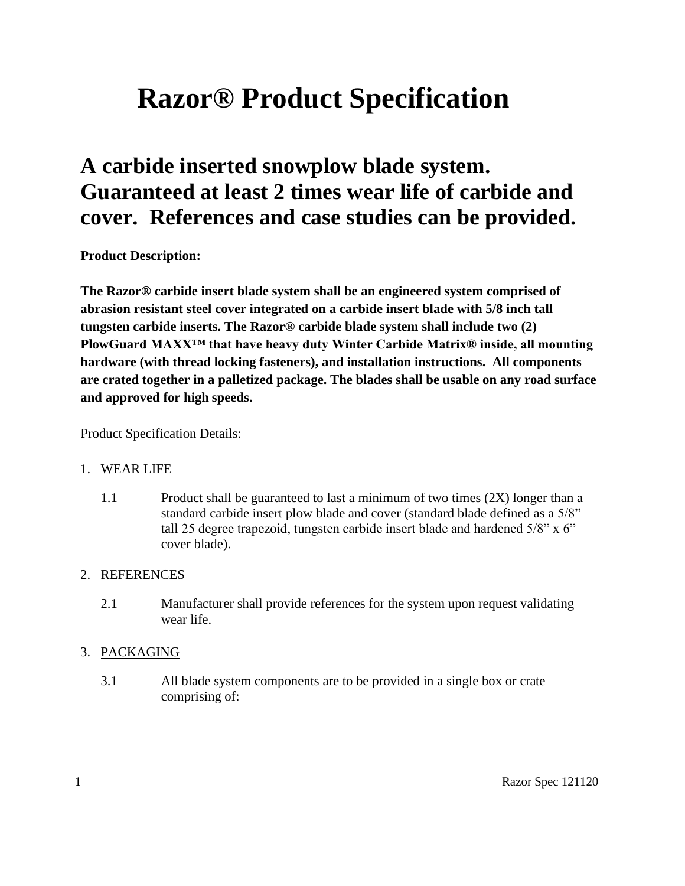# Razor® Product Specification

## A carbide inserted snowplow blade system. Guaranteed at least 2 times wear life of carbide and cover. References and case studies can be provided.

**Product Description:**

**The Razor® carbide insert blade system shall be an engineered system comprised of abrasion resistant steel cover integrated on a carbide insert blade with 5/8 inch tall tungsten carbide inserts. The Razor® carbide blade system shall include two (2) PlowGuard MAXX™ that have heavy duty Winter Carbide Matrix® inside, all mounting hardware (with thread locking fasteners), and installation instructions. All components are crated together in a palletized package. The blades shall be usable on any road surface and approved for high speeds.**

Product Specification Details:

1. WEAR LIFE

   1.1 Product shall be guaranteed to last a minimum of two times (2X) longer than a standard carbide insert plow blade and cover (standard blade defined as a 5/8" tall 25 degree trapezoid, tungsten carbide insert blade and hardened 5/8" x 6" cover blade).

2. REFERENCES

   2.1 Manufacturer shall provide references for the system upon request validating wear life.

3. PACKAGING

   3.1 All blade system components are to be provided in a single box or crate comprising of: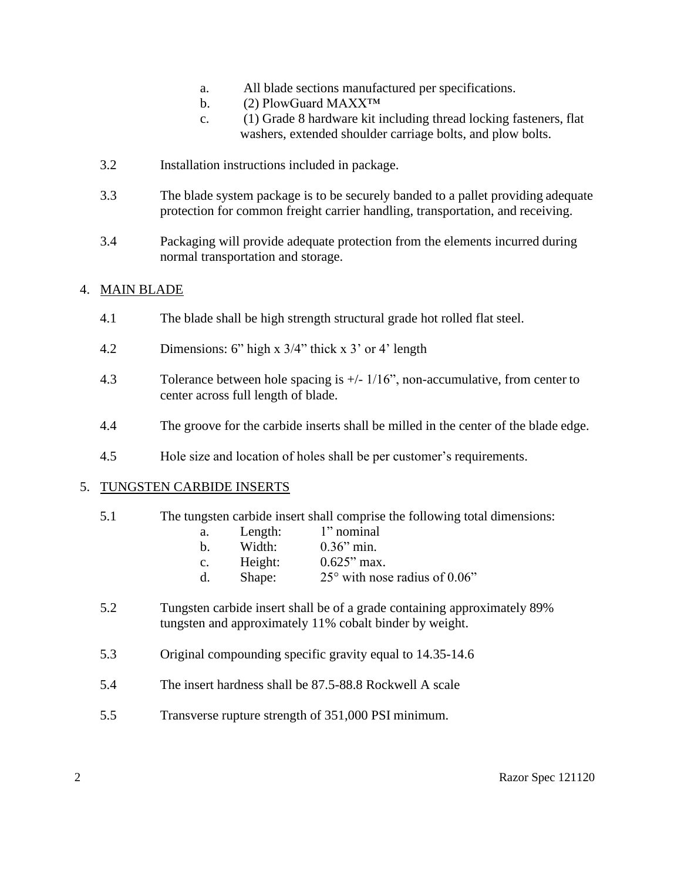a. All blade sections manufactured per specifications.
b. (2) PlowGuard MAXX™
c. (1) Grade 8 hardware kit including thread locking fasteners, flat washers, extended shoulder carriage bolts, and plow bolts.

3.2 Installation instructions included in package.

3.3 The blade system package is to be securely banded to a pallet providing adequate protection for common freight carrier handling, transportation, and receiving.

3.4 Packaging will provide adequate protection from the elements incurred during normal transportation and storage.

## 4. MAIN BLADE

4.1 The blade shall be high strength structural grade hot rolled flat steel.

4.2 Dimensions: 6" high x 3/4" thick x 3' or 4' length

4.3 Tolerance between hole spacing is +/- 1/16", non-accumulative, from center to center across full length of blade.

4.4 The groove for the carbide inserts shall be milled in the center of the blade edge.

4.5 Hole size and location of holes shall be per customer's requirements.

## 5. TUNGSTEN CARBIDE INSERTS

5.1 The tungsten carbide insert shall comprise the following total dimensions:

a. Length: 1" nominal
b. Width: 0.36" min.
c. Height: 0.625" max.
d. Shape: 25° with nose radius of 0.06"

5.2 Tungsten carbide insert shall be of a grade containing approximately 89% tungsten and approximately 11% cobalt binder by weight.

5.3 Original compounding specific gravity equal to 14.35-14.6

5.4 The insert hardness shall be 87.5-88.8 Rockwell A scale

5.5 Transverse rupture strength of 351,000 PSI minimum.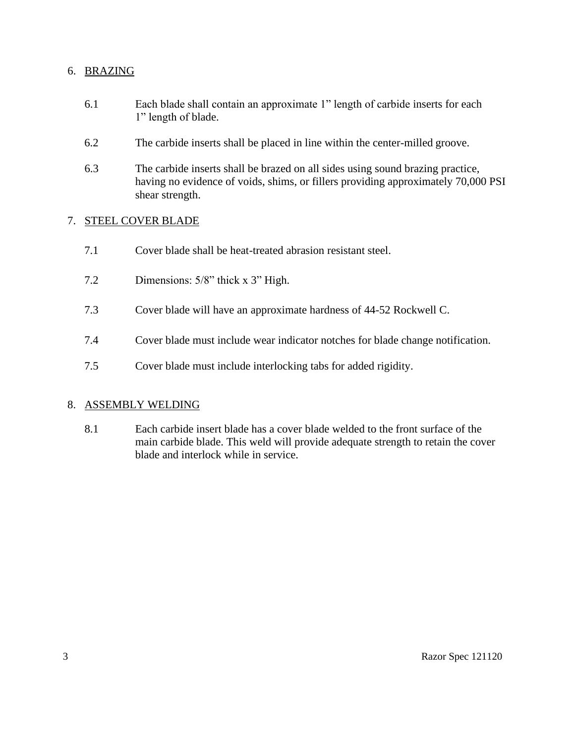6. BRAZING

6.1 Each blade shall contain an approximate 1” length of carbide inserts for each 1” length of blade.

6.2 The carbide inserts shall be placed in line within the center-milled groove.

6.3 The carbide inserts shall be brazed on all sides using sound brazing practice, having no evidence of voids, shims, or fillers providing approximately 70,000 PSI shear strength.

7. STEEL COVER BLADE

7.1 Cover blade shall be heat-treated abrasion resistant steel.

7.2 Dimensions: 5/8” thick x 3” High.

7.3 Cover blade will have an approximate hardness of 44-52 Rockwell C.

7.4 Cover blade must include wear indicator notches for blade change notification.

7.5 Cover blade must include interlocking tabs for added rigidity.

8. ASSEMBLY WELDING

8.1 Each carbide insert blade has a cover blade welded to the front surface of the main carbide blade. This weld will provide adequate strength to retain the cover blade and interlock while in service.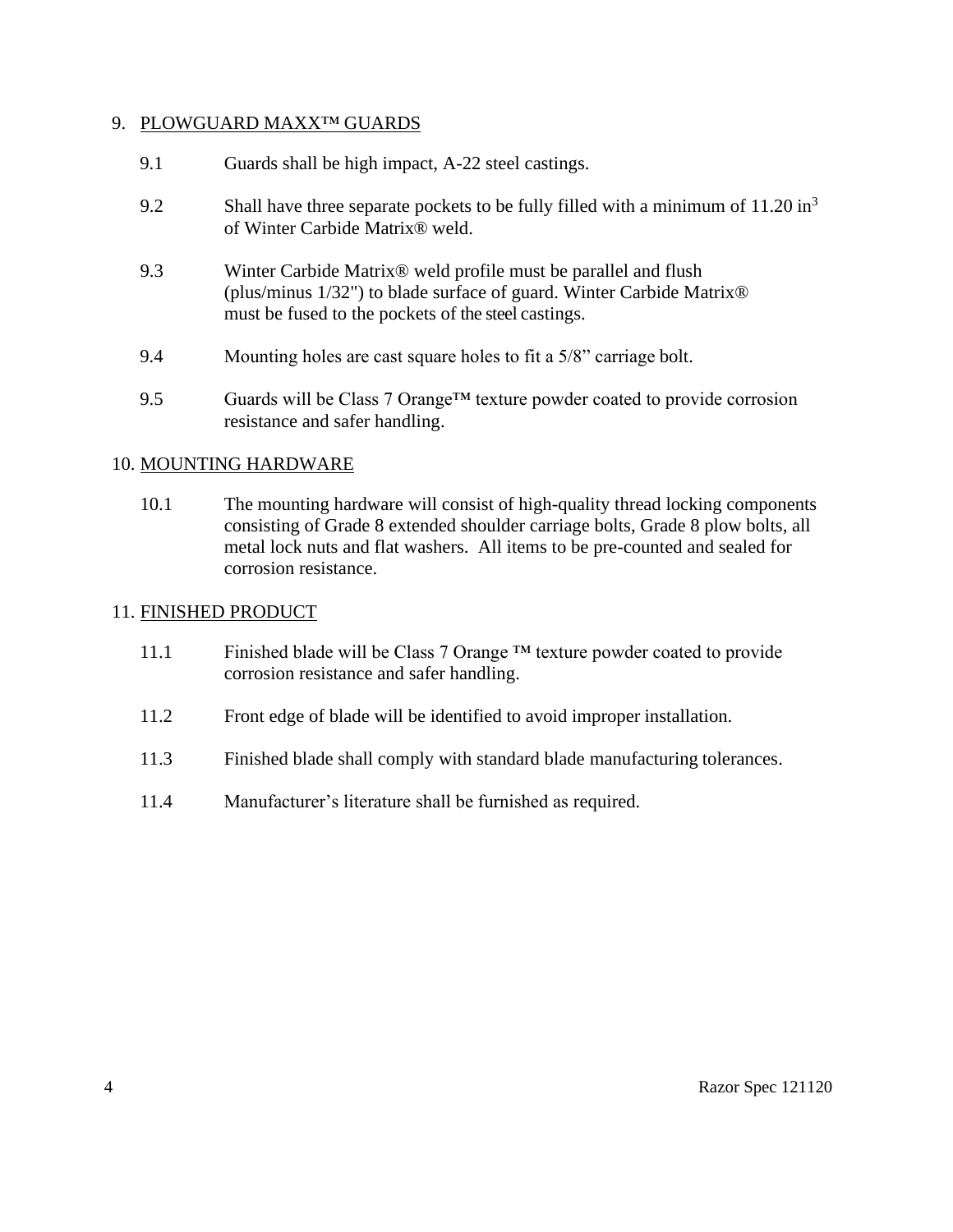## 9. PLOWGUARD MAXX™ GUARDS

9.1 Guards shall be high impact, A-22 steel castings.

9.2 Shall have three separate pockets to be fully filled with a minimum of 11.20 $in^3$ of Winter Carbide Matrix® weld.

9.3 Winter Carbide Matrix® weld profile must be parallel and flush (plus/minus 1/32") to blade surface of guard. Winter Carbide Matrix® must be fused to the pockets of the steel castings.

9.4 Mounting holes are cast square holes to fit a 5/8" carriage bolt.

9.5 Guards will be Class 7 Orange™ texture powder coated to provide corrosion resistance and safer handling.

## 10. MOUNTING HARDWARE

10.1 The mounting hardware will consist of high-quality thread locking components consisting of Grade 8 extended shoulder carriage bolts, Grade 8 plow bolts, all metal lock nuts and flat washers. All items to be pre-counted and sealed for corrosion resistance.

## 11. FINISHED PRODUCT

11.1 Finished blade will be Class 7 Orange ™ texture powder coated to provide corrosion resistance and safer handling.

11.2 Front edge of blade will be identified to avoid improper installation.

11.3 Finished blade shall comply with standard blade manufacturing tolerances.

11.4 Manufacturer's literature shall be furnished as required.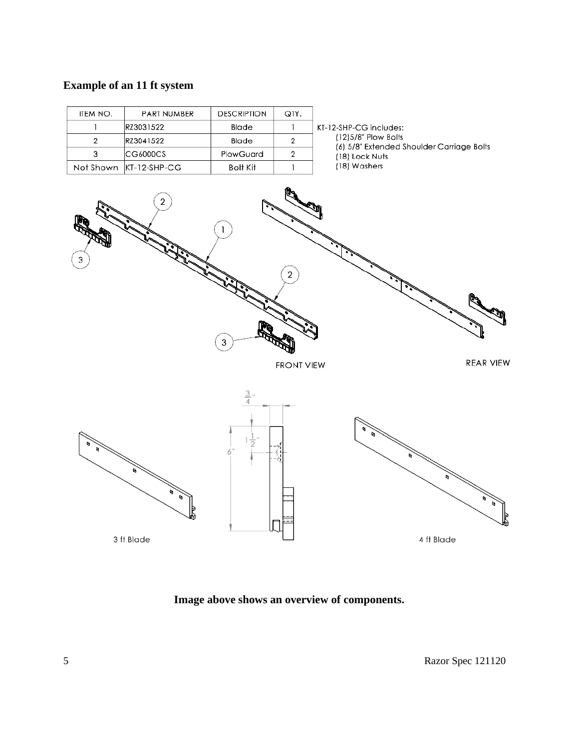**Example of an 11 ft system**

| ITEM NO. | PART NUMBER | DESCRIPTION | QTY. |
| --- | --- | --- | --- |
| 1 | RZ3031522 | Blade | 1 |
| 2 | RZ3041522 | Blade | 2 |
| 3 | CG6000CS | PlowGuard | 2 |
| Not Shown | KT-12-SHP-CG | Bolt Kit | 1 |

KT-12-SHP-CG includes:
- (12)5/8" Plow Bolts
- (6) 5/8" Extended Shoulder Carriage Bolts
- (18) Lock Nuts
- (18) Washers

FRONT VIEW

REAR VIEW

3 ft Blade

4 ft Blade

**Image above shows an overview of components.**